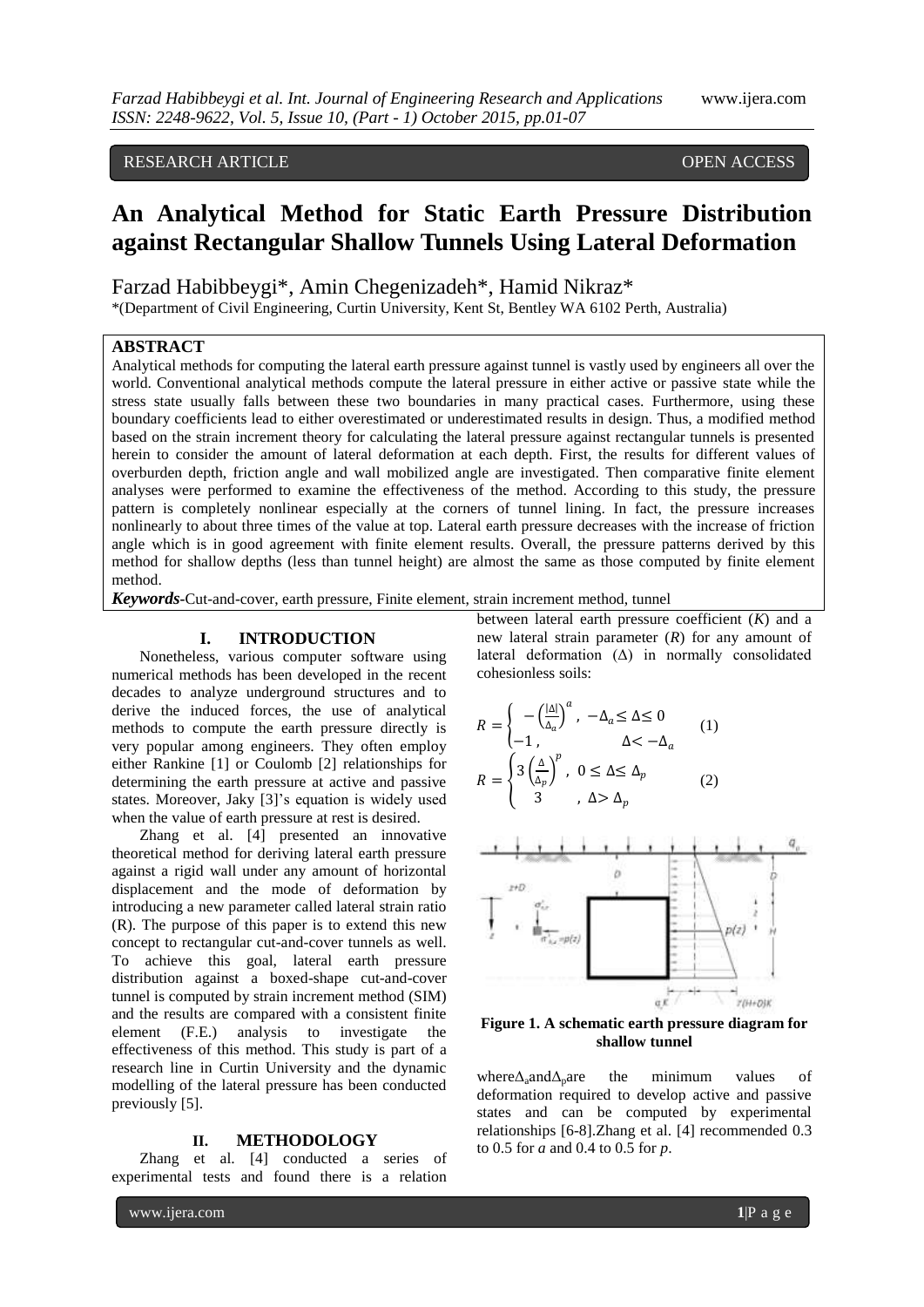RESEARCH ARTICLE OPEN ACCESS

# An Analytical Method for Static Earth Pressure Distribution against Rectangular Shallow Tunnels Using Lateral Deformation

Farzad Habibbeygi*, Amin Chegenizadeh*, Hamid Nikraz*

*(Department of Civil Engineering, Curtin University, Kent St, Bentley WA 6102 Perth, Australia)

## ABSTRACT

Analytical methods for computing the lateral earth pressure against tunnel is vastly used by engineers all over the world. Conventional analytical methods compute the lateral pressure in either active or passive state while the stress state usually falls between these two boundaries in many practical cases. Furthermore, using these boundary coefficients lead to either overestimated or underestimated results in design. Thus, a modified method based on the strain increment theory for calculating the lateral pressure against rectangular tunnels is presented herein to consider the amount of lateral deformation at each depth. First, the results for different values of overburden depth, friction angle and wall mobilized angle are investigated. Then comparative finite element analyses were performed to examine the effectiveness of the method. According to this study, the pressure pattern is completely nonlinear especially at the corners of tunnel lining. In fact, the pressure increases nonlinearly to about three times of the value at top. Lateral earth pressure decreases with the increase of friction angle which is in good agreement with finite element results. Overall, the pressure patterns derived by this method for shallow depths (less than tunnel height) are almost the same as those computed by finite element method.

***Keywords***-Cut-and-cover, earth pressure, Finite element, strain increment method, tunnel

## I. INTRODUCTION

Nonetheless, various computer software using numerical methods has been developed in the recent decades to analyze underground structures and to derive the induced forces, the use of analytical methods to compute the earth pressure directly is very popular among engineers. They often employ either Rankine [1] or Coulomb [2] relationships for determining the earth pressure at active and passive states. Moreover, Jaky [3]'s equation is widely used when the value of earth pressure at rest is desired.

Zhang et al. [4] presented an innovative theoretical method for deriving lateral earth pressure against a rigid wall under any amount of horizontal displacement and the mode of deformation by introducing a new parameter called lateral strain ratio (R). The purpose of this paper is to extend this new concept to rectangular cut-and-cover tunnels as well. To achieve this goal, lateral earth pressure distribution against a boxed-shape cut-and-cover tunnel is computed by strain increment method (SIM) and the results are compared with a consistent finite element (F.E.) analysis to investigate the effectiveness of this method. This study is part of a research line in Curtin University and the dynamic modelling of the lateral pressure has been conducted previously [5].

## II. METHODOLOGY

Zhang et al. [4] conducted a series of experimental tests and found there is a relation between lateral earth pressure coefficient ($K$) and a new lateral strain parameter ($R$) for any amount of lateral deformation ($\Delta$) in normally consolidated cohesionless soils:

$$R = \begin{cases} -\left(\frac{|\Delta|}{\Delta_a}\right)^a, & -\Delta_a \leq \Delta \leq 0 \\ -1, & \Delta < -\Delta_a \end{cases} \quad (1)$$

$$R = \begin{cases} 3\left(\frac{\Delta}{\Delta_p}\right)^p, & 0 \leq \Delta \leq \Delta_p \\ 3, & \Delta > \Delta_p \end{cases} \quad (2)$$

**Figure 1. A schematic earth pressure diagram for shallow tunnel**

where $\Delta_a$ and $\Delta_p$ are the minimum values of deformation required to develop active and passive states and can be computed by experimental relationships [6-8]. Zhang et al. [4] recommended 0.3 to 0.5 for $a$ and 0.4 to 0.5 for $p$.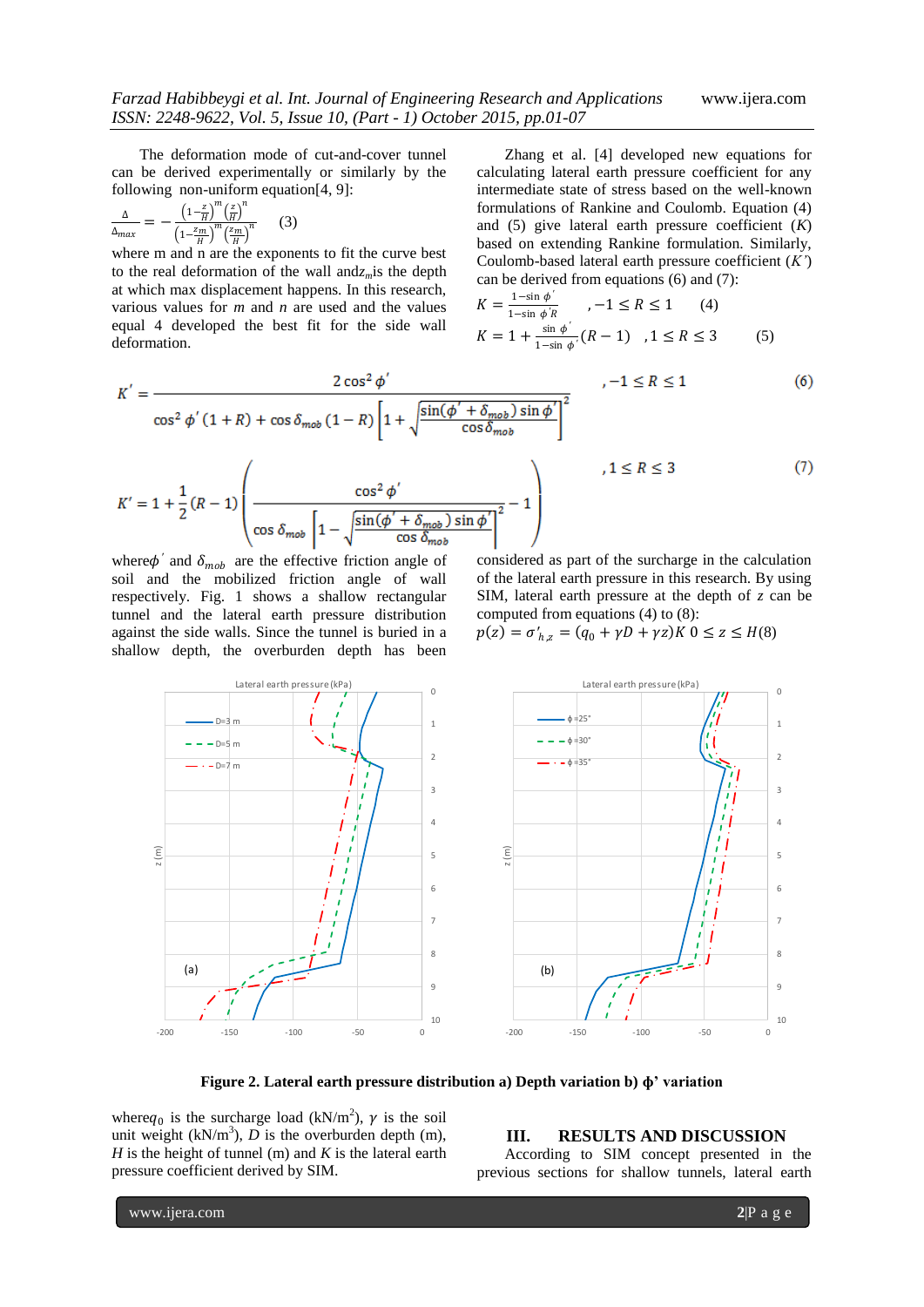The deformation mode of cut-and-cover tunnel can be derived experimentally or similarly by the following non-uniform equation[4, 9]:

$$\frac{\Delta}{\Delta_{max}} = -\frac{\left(1-\frac{z}{H}\right)^m \left(\frac{z}{H}\right)^n}{\left(1-\frac{z_m}{H}\right)^m \left(\frac{z_m}{H}\right)^n} \quad (3)$$

where m and n are the exponents to fit the curve best to the real deformation of the wall and $z_m$ is the depth at which max displacement happens. In this research, various values for $m$ and $n$ are used and the values equal 4 developed the best fit for the side wall deformation.

Zhang et al. [4] developed new equations for calculating lateral earth pressure coefficient for any intermediate state of stress based on the well-known formulations of Rankine and Coulomb. Equation (4) and (5) give lateral earth pressure coefficient ($K$) based on extending Rankine formulation. Similarly, Coulomb-based lateral earth pressure coefficient ($K'$) can be derived from equations (6) and (7):

$$K = \frac{1-\sin\phi'}{1-\sin\phi' R} \quad ,-1 \le R \le 1 \qquad (4)$$

$$K = 1 + \frac{\sin\phi'}{1-\sin\phi'}(R-1) \quad ,1 \le R \le 3 \qquad (5)$$

$$K' = \frac{2\cos^2\phi'}{\cos^2\phi'(1+R) + \cos\delta_{mob}(1-R)\left[1+\sqrt{\frac{\sin(\phi'+\delta_{mob})\sin\phi'}{\cos\delta_{mob}}}\right]^2} \quad ,-1 \le R \le 1 \qquad (6)$$

$$K' = 1 + \frac{1}{2}(R-1)\left(\frac{\cos^2\phi'}{\cos\delta_{mob}\left[1-\sqrt{\frac{\sin(\phi'+\delta_{mob})\sin\phi'}{\cos\delta_{mob}}}\right]^2} - 1\right) \quad ,1 \le R \le 3 \qquad (7)$$

where $\phi'$ and $\delta_{mob}$ are the effective friction angle of soil and the mobilized friction angle of wall respectively. Fig. 1 shows a shallow rectangular tunnel and the lateral earth pressure distribution against the side walls. Since the tunnel is buried in a shallow depth, the overburden depth has been considered as part of the surcharge in the calculation of the lateral earth pressure in this research. By using SIM, lateral earth pressure at the depth of $z$ can be computed from equations (4) to (8):

$$p(z) = \sigma'_{h,z} = (q_0 + \gamma D + \gamma z)K \quad 0 \le z \le H \quad (8)$$

**Figure 2. Lateral earth pressure distribution a) Depth variation b) ϕ' variation**

where $q_0$ is the surcharge load (kN/m$^2$), $\gamma$ is the soil unit weight (kN/m$^3$), $D$ is the overburden depth (m), $H$ is the height of tunnel (m) and $K$ is the lateral earth pressure coefficient derived by SIM.

## III. RESULTS AND DISCUSSION

According to SIM concept presented in the previous sections for shallow tunnels, lateral earth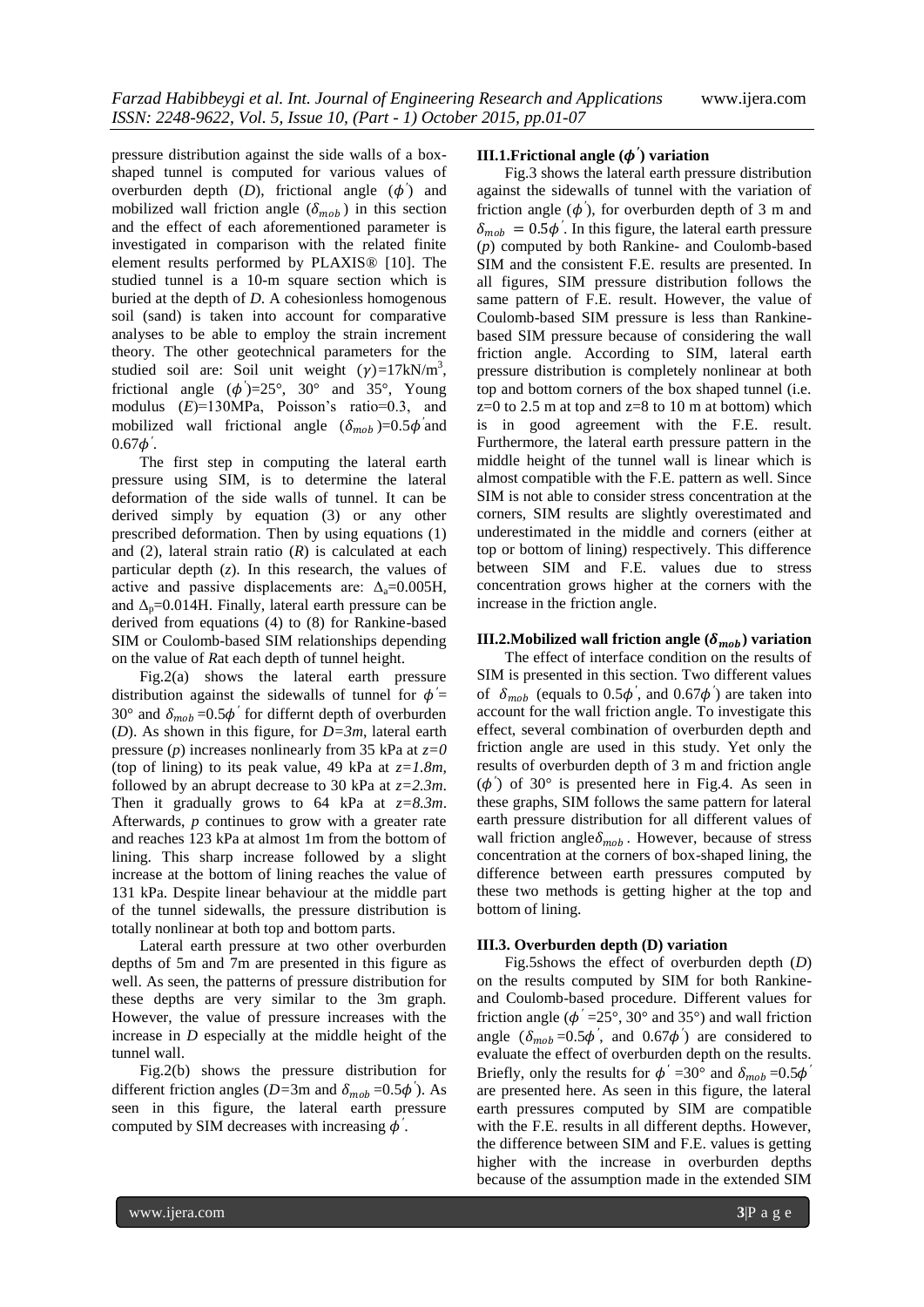pressure distribution against the side walls of a box-shaped tunnel is computed for various values of overburden depth ($D$), frictional angle ($\phi'$) and mobilized wall friction angle ($\delta_{mob}$) in this section and the effect of each aforementioned parameter is investigated in comparison with the related finite element results performed by PLAXIS® [10]. The studied tunnel is a 10-m square section which is buried at the depth of $D$. A cohesionless homogenous soil (sand) is taken into account for comparative analyses to be able to employ the strain increment theory. The other geotechnical parameters for the studied soil are: Soil unit weight $(\gamma)$=17kN/m$^3$, frictional angle $(\phi')$=25°, 30° and 35°, Young modulus ($E$)=130MPa, Poisson's ratio=0.3, and mobilized wall frictional angle ($\delta_{mob}$)=0.5$\phi'$and 0.67$\phi'$.

The first step in computing the lateral earth pressure using SIM, is to determine the lateral deformation of the side walls of tunnel. It can be derived simply by equation (3) or any other prescribed deformation. Then by using equations (1) and (2), lateral strain ratio ($R$) is calculated at each particular depth ($z$). In this research, the values of active and passive displacements are: $\Delta_a$=0.005H, and $\Delta_p$=0.014H. Finally, lateral earth pressure can be derived from equations (4) to (8) for Rankine-based SIM or Coulomb-based SIM relationships depending on the value of $R$at each depth of tunnel height.

Fig.2(a) shows the lateral earth pressure distribution against the sidewalls of tunnel for $\phi'$= 30° and $\delta_{mob}$=0.5$\phi'$ for differnt depth of overburden ($D$). As shown in this figure, for $D=3m$, lateral earth pressure ($p$) increases nonlinearly from 35 kPa at $z=0$ (top of lining) to its peak value, 49 kPa at $z=1.8m$, followed by an abrupt decrease to 30 kPa at $z=2.3m$. Then it gradually grows to 64 kPa at $z=8.3m$. Afterwards, $p$ continues to grow with a greater rate and reaches 123 kPa at almost 1m from the bottom of lining. This sharp increase followed by a slight increase at the bottom of lining reaches the value of 131 kPa. Despite linear behaviour at the middle part of the tunnel sidewalls, the pressure distribution is totally nonlinear at both top and bottom parts.

Lateral earth pressure at two other overburden depths of 5m and 7m are presented in this figure as well. As seen, the patterns of pressure distribution for these depths are very similar to the 3m graph. However, the value of pressure increases with the increase in $D$ especially at the middle height of the tunnel wall.

Fig.2(b) shows the pressure distribution for different friction angles ($D$=3m and $\delta_{mob}$=0.5$\phi'$). As seen in this figure, the lateral earth pressure computed by SIM decreases with increasing $\phi'$.

### III.1.Frictional angle ($\phi'$) variation

Fig.3 shows the lateral earth pressure distribution against the sidewalls of tunnel with the variation of friction angle ($\phi'$), for overburden depth of 3 m and $\delta_{mob}$ = 0.5$\phi'$. In this figure, the lateral earth pressure ($p$) computed by both Rankine- and Coulomb-based SIM and the consistent F.E. results are presented. In all figures, SIM pressure distribution follows the same pattern of F.E. result. However, the value of Coulomb-based SIM pressure is less than Rankine-based SIM pressure because of considering the wall friction angle. According to SIM, lateral earth pressure distribution is completely nonlinear at both top and bottom corners of the box shaped tunnel (i.e. z=0 to 2.5 m at top and z=8 to 10 m at bottom) which is in good agreement with the F.E. result. Furthermore, the lateral earth pressure pattern in the middle height of the tunnel wall is linear which is almost compatible with the F.E. pattern as well. Since SIM is not able to consider stress concentration at the corners, SIM results are slightly overestimated and underestimated in the middle and corners (either at top or bottom of lining) respectively. This difference between SIM and F.E. values due to stress concentration grows higher at the corners with the increase in the friction angle.

### III.2.Mobilized wall friction angle ($\delta_{mob}$) variation

The effect of interface condition on the results of SIM is presented in this section. Two different values of $\delta_{mob}$ (equals to 0.5$\phi'$, and 0.67$\phi'$) are taken into account for the wall friction angle. To investigate this effect, several combination of overburden depth and friction angle are used in this study. Yet only the results of overburden depth of 3 m and friction angle ($\phi'$) of 30° is presented here in Fig.4. As seen in these graphs, SIM follows the same pattern for lateral earth pressure distribution for all different values of wall friction angle$\delta_{mob}$. However, because of stress concentration at the corners of box-shaped lining, the difference between earth pressures computed by these two methods is getting higher at the top and bottom of lining.

### III.3. Overburden depth (D) variation

Fig.5shows the effect of overburden depth ($D$) on the results computed by SIM for both Rankine- and Coulomb-based procedure. Different values for friction angle ($\phi'$=25°, 30° and 35°) and wall friction angle ($\delta_{mob}$=0.5$\phi'$, and 0.67$\phi'$) are considered to evaluate the effect of overburden depth on the results. Briefly, only the results for $\phi'$=30° and $\delta_{mob}$=0.5$\phi'$ are presented here. As seen in this figure, the lateral earth pressures computed by SIM are compatible with the F.E. results in all different depths. However, the difference between SIM and F.E. values is getting higher with the increase in overburden depths because of the assumption made in the extended SIM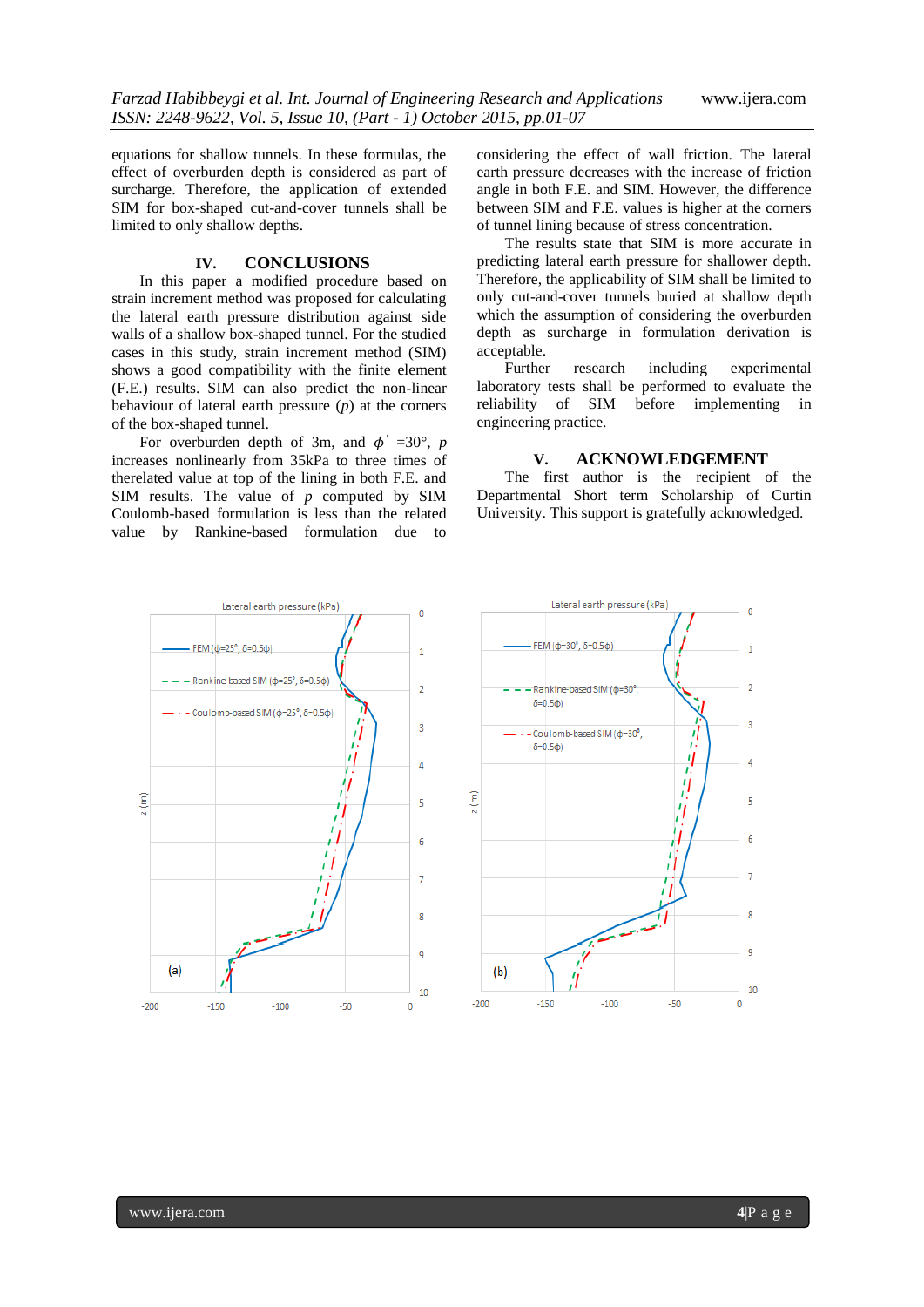equations for shallow tunnels. In these formulas, the effect of overburden depth is considered as part of surcharge. Therefore, the application of extended SIM for box-shaped cut-and-cover tunnels shall be limited to only shallow depths.

## IV. CONCLUSIONS

In this paper a modified procedure based on strain increment method was proposed for calculating the lateral earth pressure distribution against side walls of a shallow box-shaped tunnel. For the studied cases in this study, strain increment method (SIM) shows a good compatibility with the finite element (F.E.) results. SIM can also predict the non-linear behaviour of lateral earth pressure ($p$) at the corners of the box-shaped tunnel.

For overburden depth of 3m, and $\phi'$ =30°, $p$ increases nonlinearly from 35kPa to three times of therelated value at top of the lining in both F.E. and SIM results. The value of $p$ computed by SIM Coulomb-based formulation is less than the related value by Rankine-based formulation due to considering the effect of wall friction. The lateral earth pressure decreases with the increase of friction angle in both F.E. and SIM. However, the difference between SIM and F.E. values is higher at the corners of tunnel lining because of stress concentration.

The results state that SIM is more accurate in predicting lateral earth pressure for shallower depth. Therefore, the applicability of SIM shall be limited to only cut-and-cover tunnels buried at shallow depth which the assumption of considering the overburden depth as surcharge in formulation derivation is acceptable.

Further research including experimental laboratory tests shall be performed to evaluate the reliability of SIM before implementing in engineering practice.

## V. ACKNOWLEDGEMENT

The first author is the recipient of the Departmental Short term Scholarship of Curtin University. This support is gratefully acknowledged.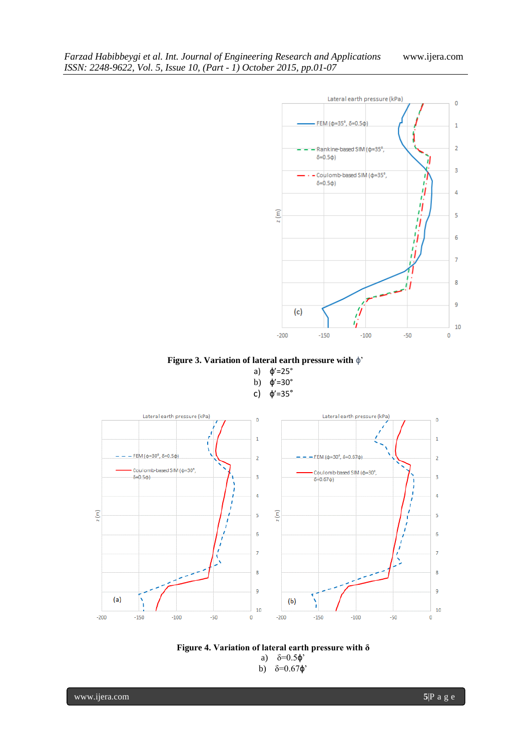**Figure 3. Variation of lateral earth pressure with ϕ'**

a) ϕ'=25°

b) ϕ'=30°

c) ϕ'=35°

**Figure 4. Variation of lateral earth pressure with δ**

a) δ=0.5ϕ'

b) δ=0.67ϕ'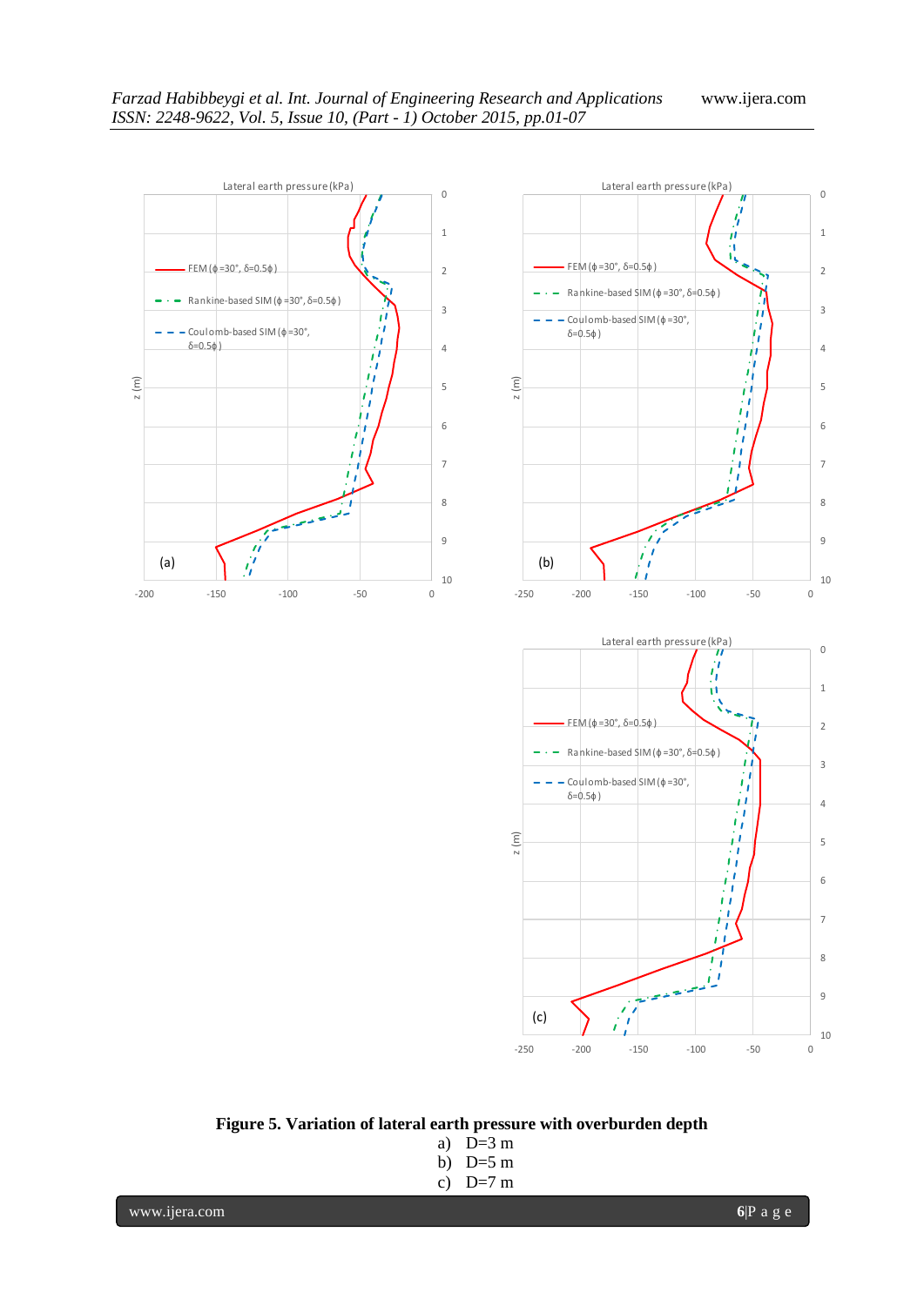**Figure 5. Variation of lateral earth pressure with overburden depth**

a) D=3 m
b) D=5 m
c) D=7 m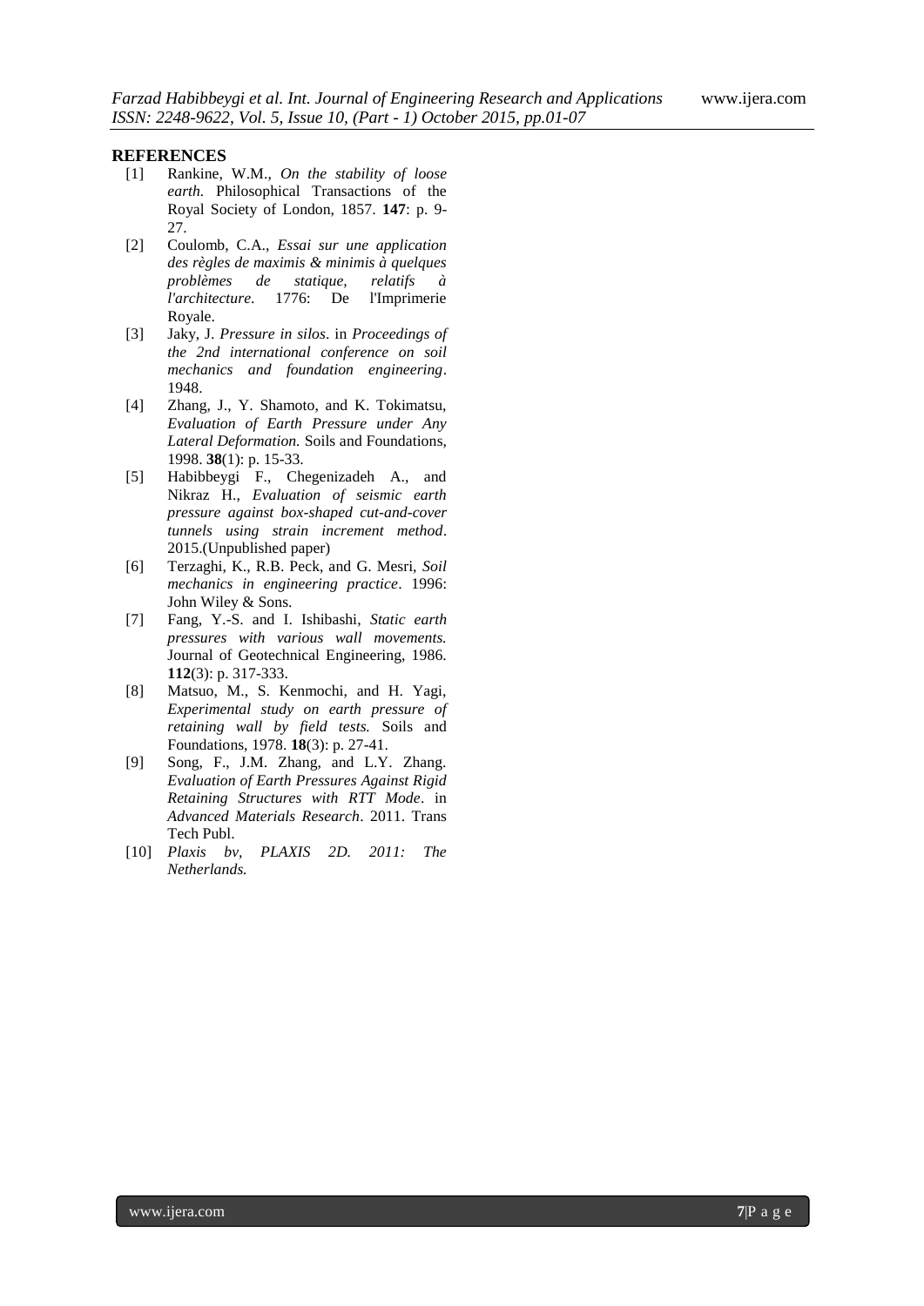## REFERENCES

[1] Rankine, W.M., *On the stability of loose earth.* Philosophical Transactions of the Royal Society of London, 1857. **147**: p. 9-27.

[2] Coulomb, C.A., *Essai sur une application des règles de maximis & minimis à quelques problèmes de statique, relatifs à l'architecture*. 1776: De l'Imprimerie Royale.

[3] Jaky, J. *Pressure in silos*. in *Proceedings of the 2nd international conference on soil mechanics and foundation engineering*. 1948.

[4] Zhang, J., Y. Shamoto, and K. Tokimatsu, *Evaluation of Earth Pressure under Any Lateral Deformation.* Soils and Foundations, 1998. **38**(1): p. 15-33.

[5] Habibbeygi F., Chegenizadeh A., and Nikraz H., *Evaluation of seismic earth pressure against box-shaped cut-and-cover tunnels using strain increment method*. 2015.(Unpublished paper)

[6] Terzaghi, K., R.B. Peck, and G. Mesri, *Soil mechanics in engineering practice*. 1996: John Wiley & Sons.

[7] Fang, Y.-S. and I. Ishibashi, *Static earth pressures with various wall movements.* Journal of Geotechnical Engineering, 1986. **112**(3): p. 317-333.

[8] Matsuo, M., S. Kenmochi, and H. Yagi, *Experimental study on earth pressure of retaining wall by field tests.* Soils and Foundations, 1978. **18**(3): p. 27-41.

[9] Song, F., J.M. Zhang, and L.Y. Zhang. *Evaluation of Earth Pressures Against Rigid Retaining Structures with RTT Mode*. in *Advanced Materials Research*. 2011. Trans Tech Publ.

[10] *Plaxis bv, PLAXIS 2D. 2011: The Netherlands.*